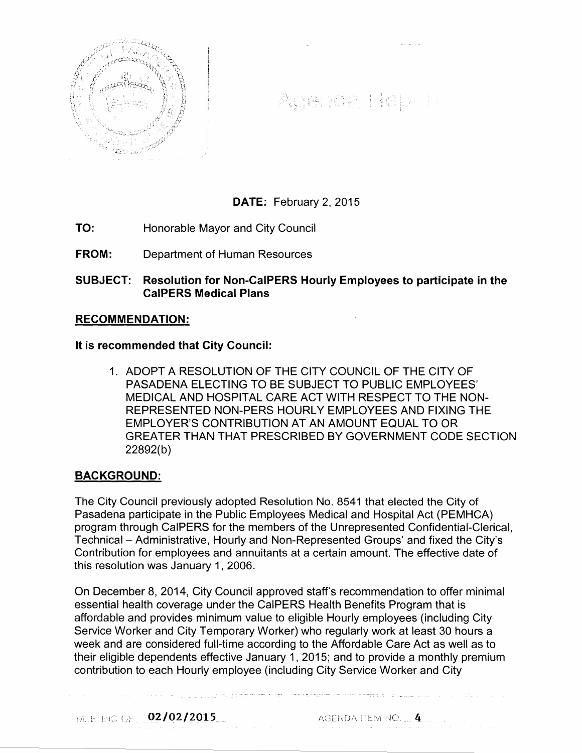# Agenda Report

**DATE:** February 2, 2015

**TO:** Honorable Mayor and City Council

**FROM:** Department of Human Resources

**SUBJECT: Resolution for Non-CalPERS Hourly Employees to participate in the CalPERS Medical Plans**

## RECOMMENDATION:

**It is recommended that City Council:**

1. ADOPT A RESOLUTION OF THE CITY COUNCIL OF THE CITY OF PASADENA ELECTING TO BE SUBJECT TO PUBLIC EMPLOYEES' MEDICAL AND HOSPITAL CARE ACT WITH RESPECT TO THE NON-REPRESENTED NON-PERS HOURLY EMPLOYEES AND FIXING THE EMPLOYER'S CONTRIBUTION AT AN AMOUNT EQUAL TO OR GREATER THAN THAT PRESCRIBED BY GOVERNMENT CODE SECTION 22892(b)

## BACKGROUND:

The City Council previously adopted Resolution No. 8541 that elected the City of Pasadena participate in the Public Employees Medical and Hospital Act (PEMHCA) program through CalPERS for the members of the Unrepresented Confidential-Clerical, Technical – Administrative, Hourly and Non-Represented Groups' and fixed the City's Contribution for employees and annuitants at a certain amount. The effective date of this resolution was January 1, 2006.

On December 8, 2014, City Council approved staff's recommendation to offer minimal essential health coverage under the CalPERS Health Benefits Program that is affordable and provides minimum value to eligible Hourly employees (including City Service Worker and City Temporary Worker) who regularly work at least 30 hours a week and are considered full-time according to the Affordable Care Act as well as to their eligible dependents effective January 1, 2015; and to provide a monthly premium contribution to each Hourly employee (including City Service Worker and City

MEETING OF 02/02/2015 AGENDA ITEM NO. 4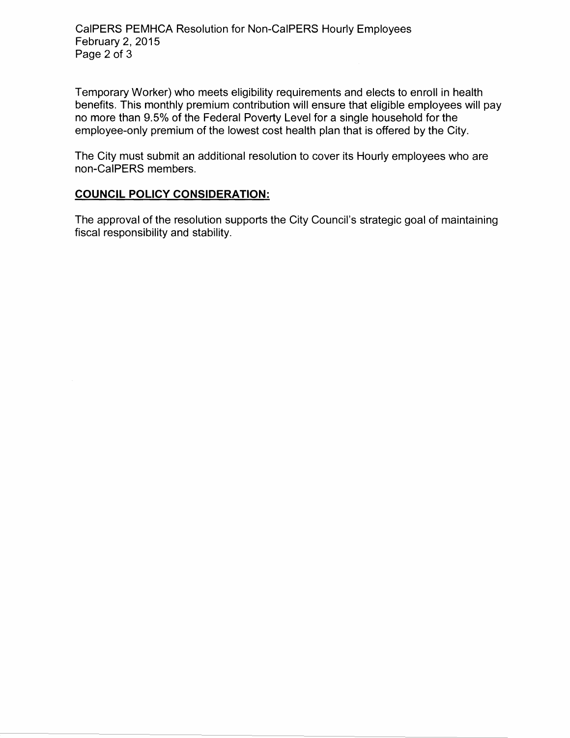Temporary Worker) who meets eligibility requirements and elects to enroll in health benefits. This monthly premium contribution will ensure that eligible employees will pay no more than 9.5% of the Federal Poverty Level for a single household for the employee-only premium of the lowest cost health plan that is offered by the City.

The City must submit an additional resolution to cover its Hourly employees who are non-CalPERS members.

## COUNCIL POLICY CONSIDERATION:

The approval of the resolution supports the City Council's strategic goal of maintaining fiscal responsibility and stability.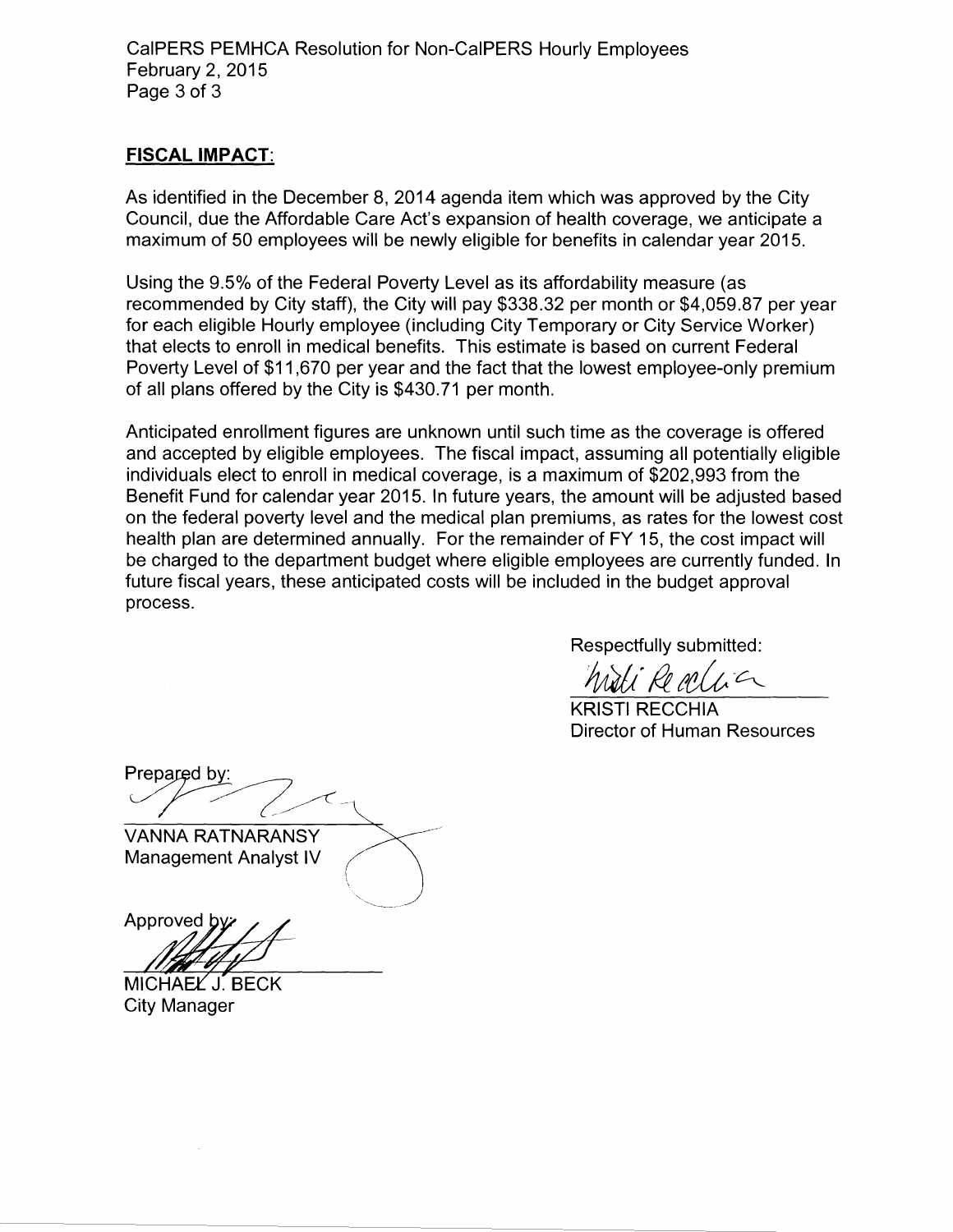## FISCAL IMPACT:

As identified in the December 8, 2014 agenda item which was approved by the City Council, due the Affordable Care Act's expansion of health coverage, we anticipate a maximum of 50 employees will be newly eligible for benefits in calendar year 2015.

Using the 9.5% of the Federal Poverty Level as its affordability measure (as recommended by City staff), the City will pay $338.32 per month or $4,059.87 per year for each eligible Hourly employee (including City Temporary or City Service Worker) that elects to enroll in medical benefits. This estimate is based on current Federal Poverty Level of $11,670 per year and the fact that the lowest employee-only premium of all plans offered by the City is $430.71 per month.

Anticipated enrollment figures are unknown until such time as the coverage is offered and accepted by eligible employees. The fiscal impact, assuming all potentially eligible individuals elect to enroll in medical coverage, is a maximum of $202,993 from the Benefit Fund for calendar year 2015. In future years, the amount will be adjusted based on the federal poverty level and the medical plan premiums, as rates for the lowest cost health plan are determined annually. For the remainder of FY 15, the cost impact will be charged to the department budget where eligible employees are currently funded. In future fiscal years, these anticipated costs will be included in the budget approval process.

Respectfully submitted:

KRISTI RECCHIA
Director of Human Resources

Prepared by:

VANNA RATNARANSY
Management Analyst IV

Approved by:

MICHAEL J. BECK
City Manager